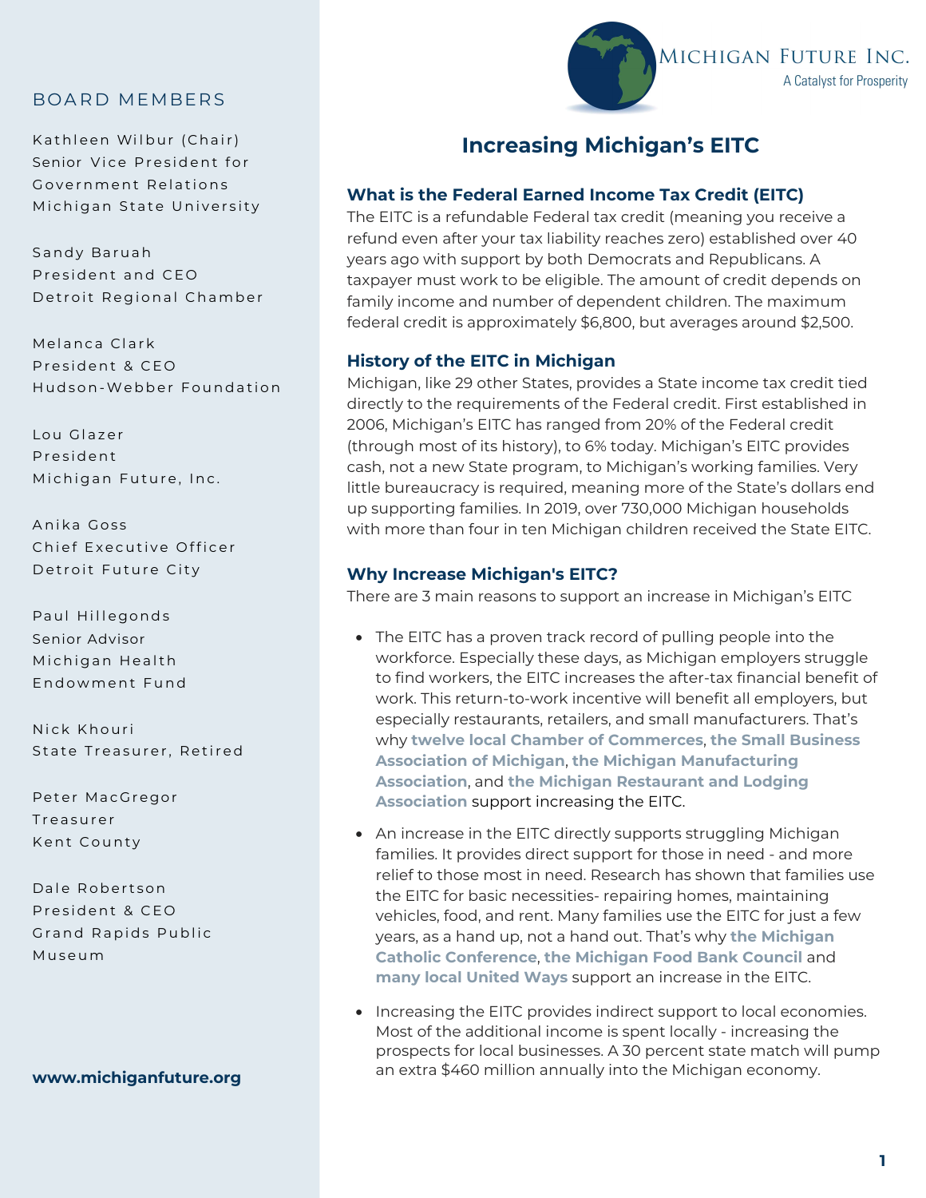# Increasing Michigan's EITC

**MICHIGAN FUTURE INC.**
A Catalyst for Prosperity

## BOARD MEMBERS

Kathleen Wilbur (Chair)
Senior Vice President for Government Relations
Michigan State University

Sandy Baruah
President and CEO
Detroit Regional Chamber

Melanca Clark
President & CEO
Hudson-Webber Foundation

Lou Glazer
President
Michigan Future, Inc.

Anika Goss
Chief Executive Officer
Detroit Future City

Paul Hillegonds
Senior Advisor
Michigan Health Endowment Fund

Nick Khouri
State Treasurer, Retired

Peter MacGregor
Treasurer
Kent County

Dale Robertson
President & CEO
Grand Rapids Public Museum

**www.michiganfuture.org**

### What is the Federal Earned Income Tax Credit (EITC)

The EITC is a refundable Federal tax credit (meaning you receive a refund even after your tax liability reaches zero) established over 40 years ago with support by both Democrats and Republicans. A taxpayer must work to be eligible. The amount of credit depends on family income and number of dependent children. The maximum federal credit is approximately $6,800, but averages around $2,500.

### History of the EITC in Michigan

Michigan, like 29 other States, provides a State income tax credit tied directly to the requirements of the Federal credit. First established in 2006, Michigan's EITC has ranged from 20% of the Federal credit (through most of its history), to 6% today. Michigan's EITC provides cash, not a new State program, to Michigan's working families. Very little bureaucracy is required, meaning more of the State's dollars end up supporting families. In 2019, over 730,000 Michigan households with more than four in ten Michigan children received the State EITC.

### Why Increase Michigan's EITC?

There are 3 main reasons to support an increase in Michigan's EITC

- The EITC has a proven track record of pulling people into the workforce. Especially these days, as Michigan employers struggle to find workers, the EITC increases the after-tax financial benefit of work. This return-to-work incentive will benefit all employers, but especially restaurants, retailers, and small manufacturers. That's why **twelve local Chamber of Commerces**, **the Small Business Association of Michigan**, **the Michigan Manufacturing Association**, and **the Michigan Restaurant and Lodging Association** support increasing the EITC.
- An increase in the EITC directly supports struggling Michigan families. It provides direct support for those in need - and more relief to those most in need. Research has shown that families use the EITC for basic necessities- repairing homes, maintaining vehicles, food, and rent. Many families use the EITC for just a few years, as a hand up, not a hand out. That's why **the Michigan Catholic Conference**, **the Michigan Food Bank Council** and **many local United Ways** support an increase in the EITC.
- Increasing the EITC provides indirect support to local economies. Most of the additional income is spent locally - increasing the prospects for local businesses. A 30 percent state match will pump an extra $460 million annually into the Michigan economy.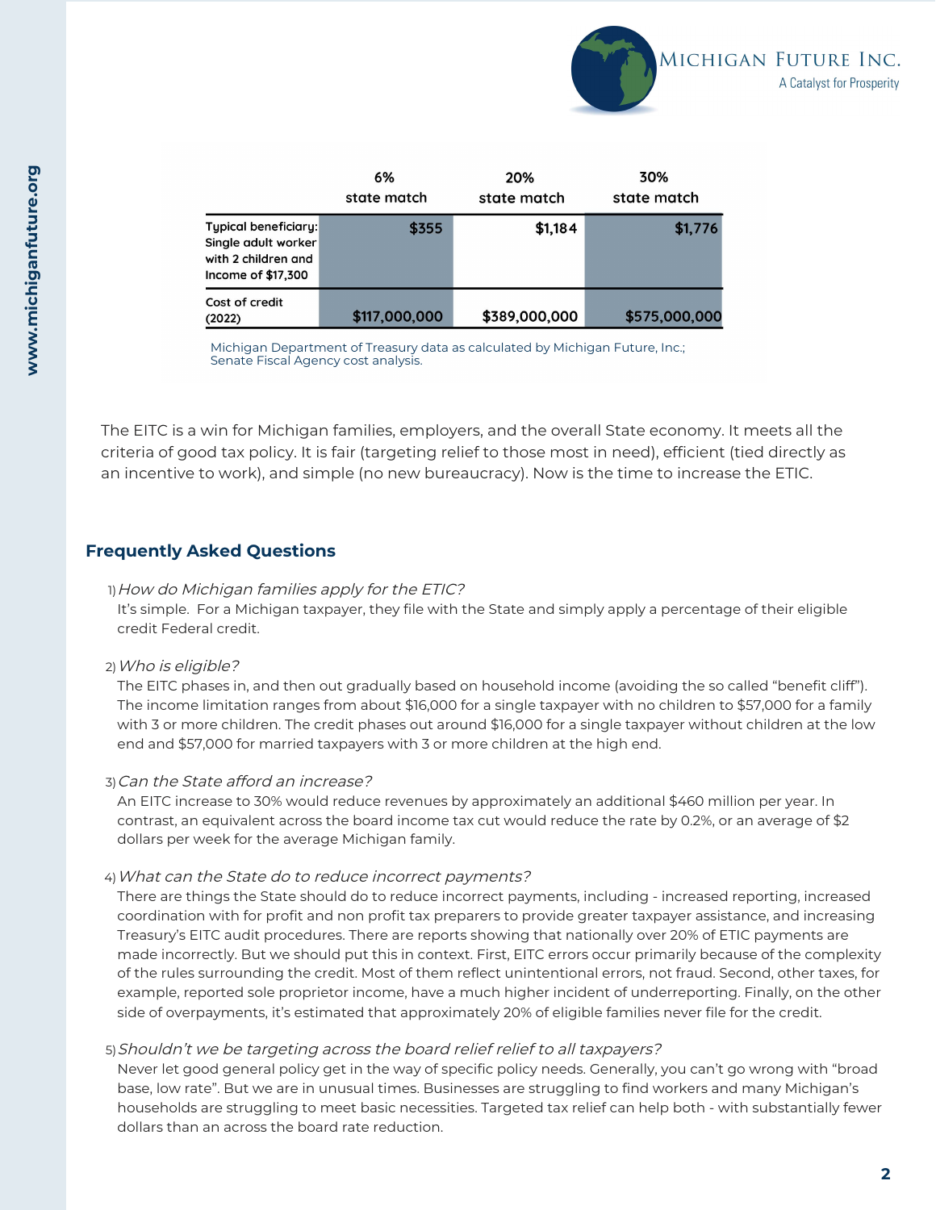| | 6% state match | 20% state match | 30% state match |
|---|---|---|---|
| Typical beneficiary: Single adult worker with 2 children and Income of $17,300 | $355 | $1,184 | $1,776 |
| Cost of credit (2022) | $117,000,000 | $389,000,000 | $575,000,000 |

Michigan Department of Treasury data as calculated by Michigan Future, Inc.; Senate Fiscal Agency cost analysis.

The EITC is a win for Michigan families, employers, and the overall State economy. It meets all the criteria of good tax policy. It is fair (targeting relief to those most in need), efficient (tied directly as an incentive to work), and simple (no new bureaucracy). Now is the time to increase the ETIC.

## Frequently Asked Questions

1) *How do Michigan families apply for the ETIC?*
It's simple. For a Michigan taxpayer, they file with the State and simply apply a percentage of their eligible credit Federal credit.

2) *Who is eligible?*
The EITC phases in, and then out gradually based on household income (avoiding the so called "benefit cliff"). The income limitation ranges from about $16,000 for a single taxpayer with no children to $57,000 for a family with 3 or more children. The credit phases out around $16,000 for a single taxpayer without children at the low end and $57,000 for married taxpayers with 3 or more children at the high end.

3) *Can the State afford an increase?*
An EITC increase to 30% would reduce revenues by approximately an additional $460 million per year. In contrast, an equivalent across the board income tax cut would reduce the rate by 0.2%, or an average of $2 dollars per week for the average Michigan family.

4) *What can the State do to reduce incorrect payments?*
There are things the State should do to reduce incorrect payments, including - increased reporting, increased coordination with for profit and non profit tax preparers to provide greater taxpayer assistance, and increasing Treasury's EITC audit procedures. There are reports showing that nationally over 20% of ETIC payments are made incorrectly. But we should put this in context. First, EITC errors occur primarily because of the complexity of the rules surrounding the credit. Most of them reflect unintentional errors, not fraud. Second, other taxes, for example, reported sole proprietor income, have a much higher incident of underreporting. Finally, on the other side of overpayments, it's estimated that approximately 20% of eligible families never file for the credit.

5) *Shouldn't we be targeting across the board relief relief to all taxpayers?*
Never let good general policy get in the way of specific policy needs. Generally, you can't go wrong with "broad base, low rate". But we are in unusual times. Businesses are struggling to find workers and many Michigan's households are struggling to meet basic necessities. Targeted tax relief can help both - with substantially fewer dollars than an across the board rate reduction.